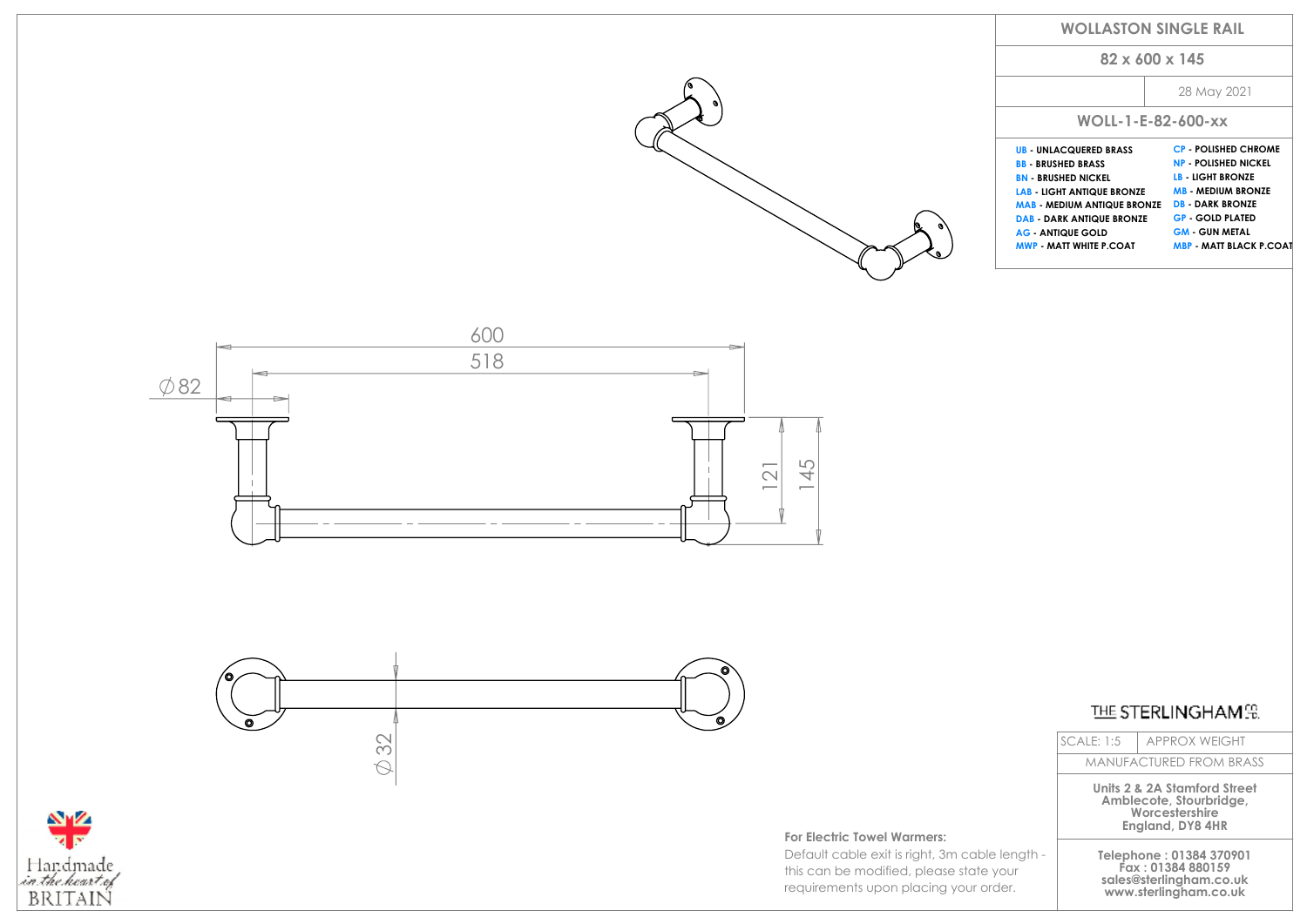# WOLLASTON SINGLE RAIL

## 82 x 600 x 145

28 May 2021

## WOLL-1-E-82-600-xx

| | |
|---|---|
| **UB** - UNLACQUERED BRASS | **CP** - POLISHED CHROME |
| **BB** - BRUSHED BRASS | **NP** - POLISHED NICKEL |
| **BN** - BRUSHED NICKEL | **LB** - LIGHT BRONZE |
| **LAB** - LIGHT ANTIQUE BRONZE | **MB** - MEDIUM BRONZE |
| **MAB** - MEDIUM ANTIQUE BRONZE | **DB** - DARK BRONZE |
| **DAB** - DARK ANTIQUE BRONZE | **GP** - GOLD PLATED |
| **AG** - ANTIQUE GOLD | **GM** - GUN METAL |
| **MWP** - MATT WHITE P.COAT | **MBP** - MATT BLACK P.COAT |

600

518

∅82

121

145

∅32

**For Electric Towel Warmers:**

Default cable exit is right, 3m cable length - this can be modified, please state your requirements upon placing your order.

THE STERLINGHAM CO.

| SCALE: 1:5 | APPROX WEIGHT |
|---|---|
| MANUFACTURED FROM BRASS | |

**Units 2 & 2A Stamford Street**
**Amblecote, Stourbridge,**
**Worcestershire**
**England, DY8 4HR**

**Telephone : 01384 370901**
**Fax : 01384 880159**
**sales@sterlingham.co.uk**
**www.sterlingham.co.uk**

Handmade *in the heart of* BRITAIN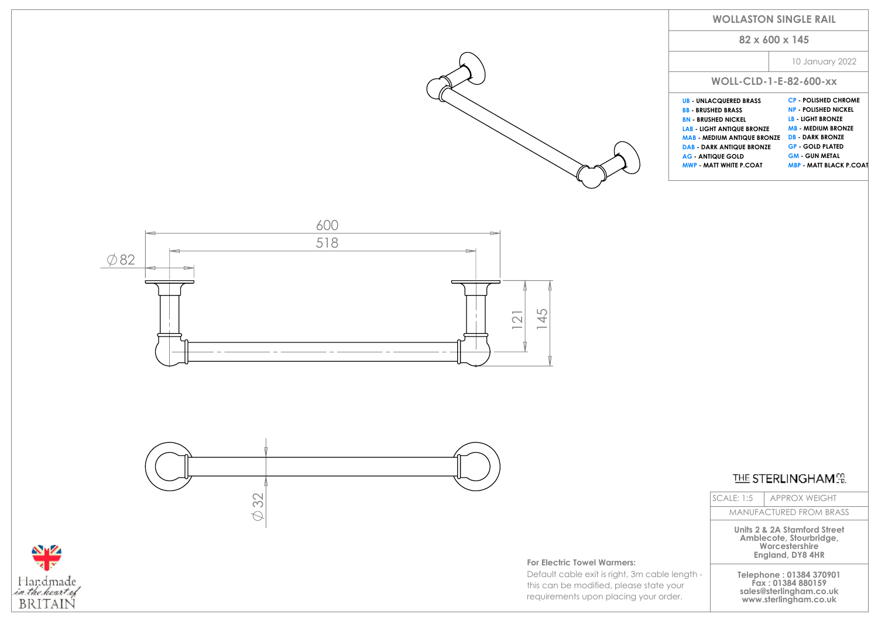# WOLLASTON SINGLE RAIL

## 82 x 600 x 145

10 January 2022

## WOLL-CLD-1-E-82-600-xx

| | |
|---|---|
| **UB** - UNLACQUERED BRASS | **CP** - POLISHED CHROME |
| **BB** - BRUSHED BRASS | **NP** - POLISHED NICKEL |
| **BN** - BRUSHED NICKEL | **LB** - LIGHT BRONZE |
| **LAB** - LIGHT ANTIQUE BRONZE | **MB** - MEDIUM BRONZE |
| **MAB** - MEDIUM ANTIQUE BRONZE | **DB** - DARK BRONZE |
| **DAB** - DARK ANTIQUE BRONZE | **GP** - GOLD PLATED |
| **AG** - ANTIQUE GOLD | **GM** - GUN METAL |
| **MWP** - MATT WHITE P.COAT | **MBP** - MATT BLACK P.COAT |

600

518

∅82

121

145

∅32

**For Electric Towel Warmers:**

Default cable exit is right, 3m cable length - this can be modified, please state your requirements upon placing your order.

THE STERLINGHAM CO.

| SCALE: 1:5 | APPROX WEIGHT |
|---|---|
| MANUFACTURED FROM BRASS | |

**Units 2 & 2A Stamford Street**
**Amblecote, Stourbridge,**
**Worcestershire**
**England, DY8 4HR**

**Telephone : 01384 370901**
**Fax : 01384 880159**
**sales@sterlingham.co.uk**
**www.sterlingham.co.uk**

Handmade *in the heart of* BRITAIN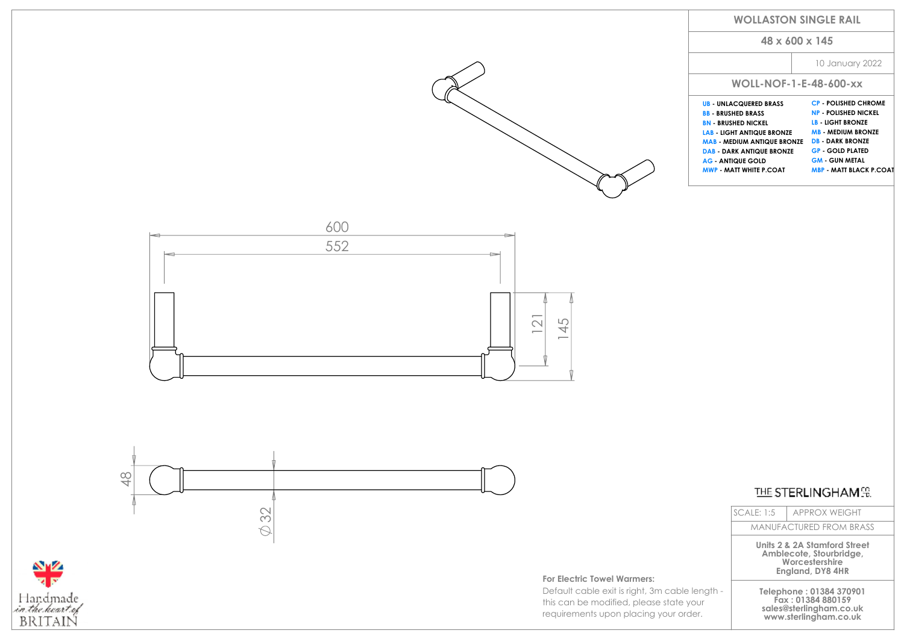# WOLLASTON SINGLE RAIL

## 48 x 600 x 145

10 January 2022

## WOLL-NOF-1-E-48-600-xx

| | |
|---|---|
| **UB - UNLACQUERED BRASS** | **CP - POLISHED CHROME** |
| **BB - BRUSHED BRASS** | **NP - POLISHED NICKEL** |
| **BN - BRUSHED NICKEL** | **LB - LIGHT BRONZE** |
| **LAB - LIGHT ANTIQUE BRONZE** | **MB - MEDIUM BRONZE** |
| **MAB - MEDIUM ANTIQUE BRONZE** | **DB - DARK BRONZE** |
| **DAB - DARK ANTIQUE BRONZE** | **GP - GOLD PLATED** |
| **AG - ANTIQUE GOLD** | **GM - GUN METAL** |
| **MWP - MATT WHITE P.COAT** | **MBP - MATT BLACK P.COAT** |

600

552

121

145

48

Ø 32

**For Electric Towel Warmers:**
Default cable exit is right, 3m cable length - this can be modified, please state your requirements upon placing your order.

Handmade in the heart of BRITAIN

THE STERLINGHAM CO.

| | |
|---|---|
| SCALE: 1:5 | APPROX WEIGHT |
| MANUFACTURED FROM BRASS | |

**Units 2 & 2A Stamford Street
Amblecote, Stourbridge,
Worcestershire
England, DY8 4HR**

**Telephone : 01384 370901
Fax : 01384 880159
sales@sterlingham.co.uk
www.sterlingham.co.uk**